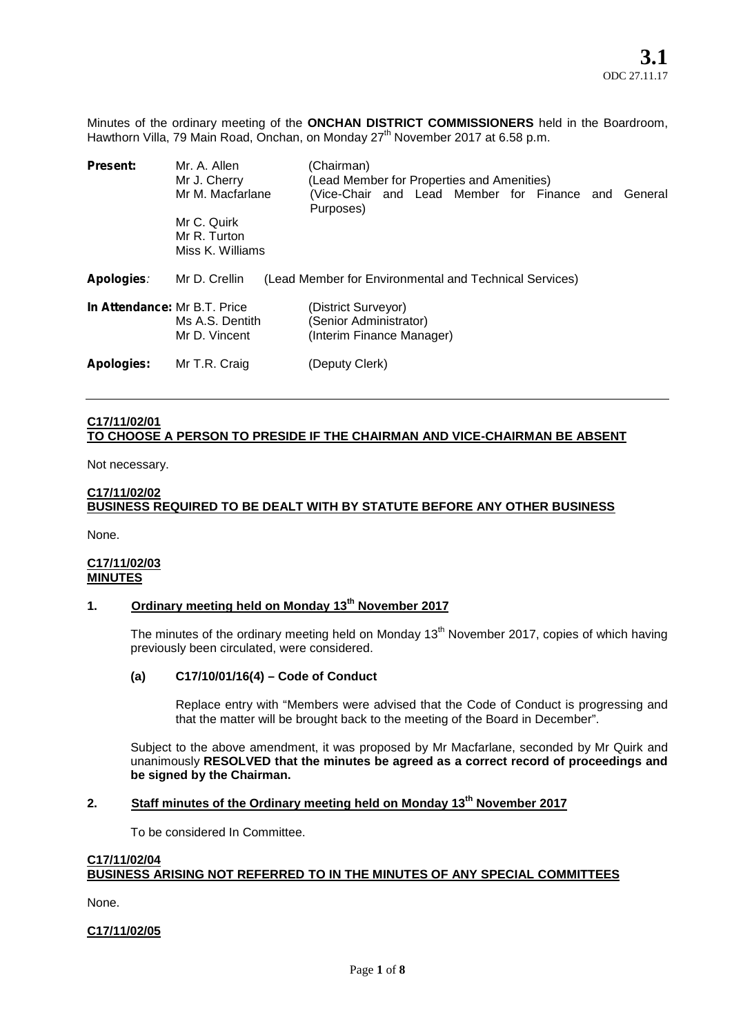**3.1**
ODC 27.11.17

Minutes of the ordinary meeting of the **ONCHAN DISTRICT COMMISSIONERS** held in the Boardroom, Hawthorn Villa, 79 Main Road, Onchan, on Monday 27th November 2017 at 6.58 p.m.

| | | |
|---|---|---|
| **Present:** | Mr. A. Allen | (Chairman) |
| | Mr J. Cherry | (Lead Member for Properties and Amenities) |
| | Mr M. Macfarlane | (Vice-Chair and Lead Member for Finance and General Purposes) |
| | Mr C. Quirk | |
| | Mr R. Turton | |
| | Miss K. Williams | |
| ***Apologies*:** | Mr D. Crellin | (Lead Member for Environmental and Technical Services) |
| **In Attendance:** | Mr B.T. Price | (District Surveyor) |
| | Ms A.S. Dentith | (Senior Administrator) |
| | Mr D. Vincent | (Interim Finance Manager) |
| **Apologies:** | Mr T.R. Craig | (Deputy Clerk) |

---

**C17/11/02/01**
**TO CHOOSE A PERSON TO PRESIDE IF THE CHAIRMAN AND VICE-CHAIRMAN BE ABSENT**

Not necessary.

**C17/11/02/02**
**BUSINESS REQUIRED TO BE DEALT WITH BY STATUTE BEFORE ANY OTHER BUSINESS**

None.

**C17/11/02/03**
**MINUTES**

**1. Ordinary meeting held on Monday 13th November 2017**

The minutes of the ordinary meeting held on Monday 13th November 2017, copies of which having previously been circulated, were considered.

**(a) C17/10/01/16(4) – Code of Conduct**

Replace entry with "Members were advised that the Code of Conduct is progressing and that the matter will be brought back to the meeting of the Board in December".

Subject to the above amendment, it was proposed by Mr Macfarlane, seconded by Mr Quirk and unanimously **RESOLVED that the minutes be agreed as a correct record of proceedings and be signed by the Chairman.**

**2. Staff minutes of the Ordinary meeting held on Monday 13th November 2017**

To be considered In Committee.

**C17/11/02/04**
**BUSINESS ARISING NOT REFERRED TO IN THE MINUTES OF ANY SPECIAL COMMITTEES**

None.

**C17/11/02/05**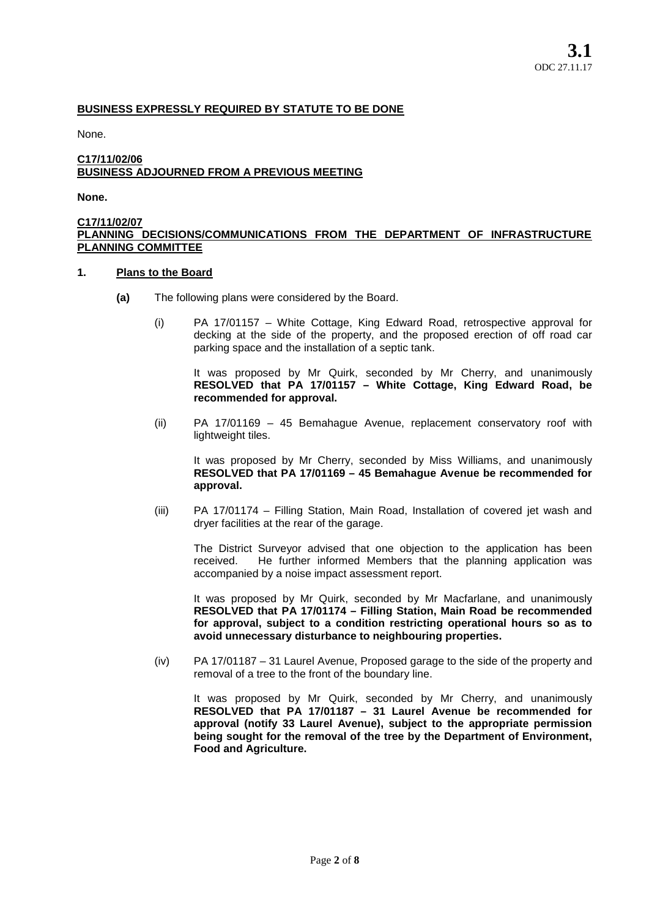**BUSINESS EXPRESSLY REQUIRED BY STATUTE TO BE DONE**

None.

**C17/11/02/06**
**BUSINESS ADJOURNED FROM A PREVIOUS MEETING**

**None.**

**C17/11/02/07**
**PLANNING DECISIONS/COMMUNICATIONS FROM THE DEPARTMENT OF INFRASTRUCTURE PLANNING COMMITTEE**

**1. Plans to the Board**

**(a)** The following plans were considered by the Board.

(i) PA 17/01157 – White Cottage, King Edward Road, retrospective approval for decking at the side of the property, and the proposed erection of off road car parking space and the installation of a septic tank.

It was proposed by Mr Quirk, seconded by Mr Cherry, and unanimously **RESOLVED that PA 17/01157 – White Cottage, King Edward Road, be recommended for approval.**

(ii) PA 17/01169 – 45 Bemahague Avenue, replacement conservatory roof with lightweight tiles.

It was proposed by Mr Cherry, seconded by Miss Williams, and unanimously **RESOLVED that PA 17/01169 – 45 Bemahague Avenue be recommended for approval.**

(iii) PA 17/01174 – Filling Station, Main Road, Installation of covered jet wash and dryer facilities at the rear of the garage.

The District Surveyor advised that one objection to the application has been received. He further informed Members that the planning application was accompanied by a noise impact assessment report.

It was proposed by Mr Quirk, seconded by Mr Macfarlane, and unanimously **RESOLVED that PA 17/01174 – Filling Station, Main Road be recommended for approval, subject to a condition restricting operational hours so as to avoid unnecessary disturbance to neighbouring properties.**

(iv) PA 17/01187 – 31 Laurel Avenue, Proposed garage to the side of the property and removal of a tree to the front of the boundary line.

It was proposed by Mr Quirk, seconded by Mr Cherry, and unanimously **RESOLVED that PA 17/01187 – 31 Laurel Avenue be recommended for approval (notify 33 Laurel Avenue), subject to the appropriate permission being sought for the removal of the tree by the Department of Environment, Food and Agriculture.**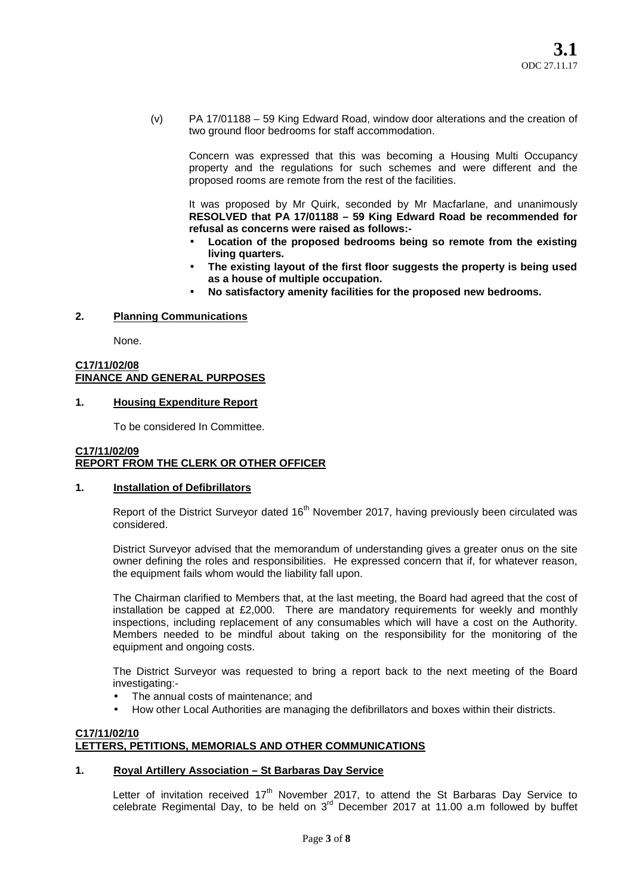(v) PA 17/01188 – 59 King Edward Road, window door alterations and the creation of two ground floor bedrooms for staff accommodation.

Concern was expressed that this was becoming a Housing Multi Occupancy property and the regulations for such schemes and were different and the proposed rooms are remote from the rest of the facilities.

It was proposed by Mr Quirk, seconded by Mr Macfarlane, and unanimously **RESOLVED that PA 17/01188 – 59 King Edward Road be recommended for refusal as concerns were raised as follows:-**

- **Location of the proposed bedrooms being so remote from the existing living quarters.**
- **The existing layout of the first floor suggests the property is being used as a house of multiple occupation.**
- **No satisfactory amenity facilities for the proposed new bedrooms.**

**2. Planning Communications**

None.

**C17/11/02/08**
**FINANCE AND GENERAL PURPOSES**

**1. Housing Expenditure Report**

To be considered In Committee.

**C17/11/02/09**
**REPORT FROM THE CLERK OR OTHER OFFICER**

**1. Installation of Defibrillators**

Report of the District Surveyor dated 16th November 2017, having previously been circulated was considered.

District Surveyor advised that the memorandum of understanding gives a greater onus on the site owner defining the roles and responsibilities. He expressed concern that if, for whatever reason, the equipment fails whom would the liability fall upon.

The Chairman clarified to Members that, at the last meeting, the Board had agreed that the cost of installation be capped at £2,000. There are mandatory requirements for weekly and monthly inspections, including replacement of any consumables which will have a cost on the Authority. Members needed to be mindful about taking on the responsibility for the monitoring of the equipment and ongoing costs.

The District Surveyor was requested to bring a report back to the next meeting of the Board investigating:-

- The annual costs of maintenance; and
- How other Local Authorities are managing the defibrillators and boxes within their districts.

**C17/11/02/10**
**LETTERS, PETITIONS, MEMORIALS AND OTHER COMMUNICATIONS**

**1. Royal Artillery Association – St Barbaras Day Service**

Letter of invitation received 17th November 2017, to attend the St Barbaras Day Service to celebrate Regimental Day, to be held on 3rd December 2017 at 11.00 a.m followed by buffet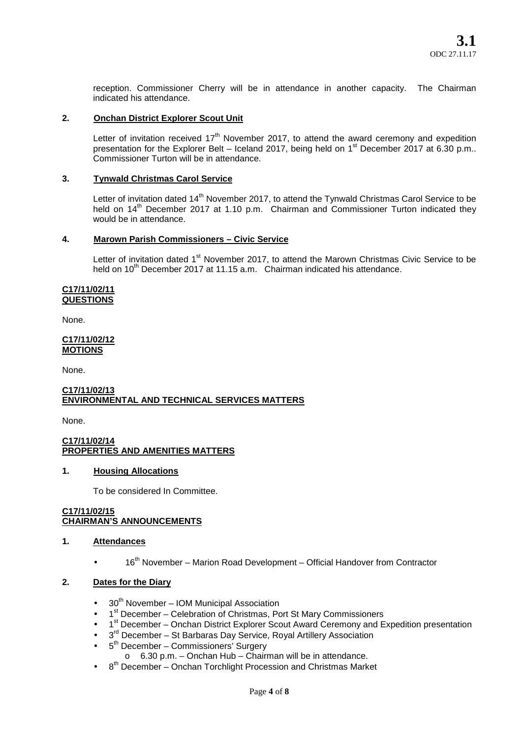reception. Commissioner Cherry will be in attendance in another capacity. The Chairman indicated his attendance.

**2. Onchan District Explorer Scout Unit**

Letter of invitation received 17th November 2017, to attend the award ceremony and expedition presentation for the Explorer Belt – Iceland 2017, being held on 1st December 2017 at 6.30 p.m.. Commissioner Turton will be in attendance.

**3. Tynwald Christmas Carol Service**

Letter of invitation dated 14th November 2017, to attend the Tynwald Christmas Carol Service to be held on 14th December 2017 at 1.10 p.m. Chairman and Commissioner Turton indicated they would be in attendance.

**4. Marown Parish Commissioners – Civic Service**

Letter of invitation dated 1st November 2017, to attend the Marown Christmas Civic Service to be held on 10th December 2017 at 11.15 a.m. Chairman indicated his attendance.

**C17/11/02/11**
**QUESTIONS**

None.

**C17/11/02/12**
**MOTIONS**

None.

**C17/11/02/13**
**ENVIRONMENTAL AND TECHNICAL SERVICES MATTERS**

None.

**C17/11/02/14**
**PROPERTIES AND AMENITIES MATTERS**

**1. Housing Allocations**

To be considered In Committee.

**C17/11/02/15**
**CHAIRMAN'S ANNOUNCEMENTS**

**1. Attendances**

- 16th November – Marion Road Development – Official Handover from Contractor

**2. Dates for the Diary**

- 30th November – IOM Municipal Association
- 1st December – Celebration of Christmas, Port St Mary Commissioners
- 1st December – Onchan District Explorer Scout Award Ceremony and Expedition presentation
- 3rd December – St Barbaras Day Service, Royal Artillery Association
- 5th December – Commissioners' Surgery
  - 6.30 p.m. – Onchan Hub – Chairman will be in attendance.
- 8th December – Onchan Torchlight Procession and Christmas Market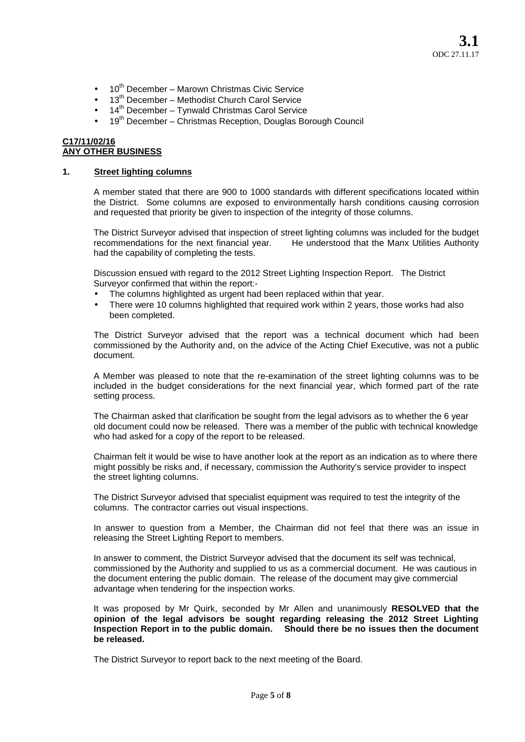- 10th December – Marown Christmas Civic Service
- 13th December – Methodist Church Carol Service
- 14th December – Tynwald Christmas Carol Service
- 19th December – Christmas Reception, Douglas Borough Council

**C17/11/02/16**
**ANY OTHER BUSINESS**

**1. Street lighting columns**

A member stated that there are 900 to 1000 standards with different specifications located within the District. Some columns are exposed to environmentally harsh conditions causing corrosion and requested that priority be given to inspection of the integrity of those columns.

The District Surveyor advised that inspection of street lighting columns was included for the budget recommendations for the next financial year. He understood that the Manx Utilities Authority had the capability of completing the tests.

Discussion ensued with regard to the 2012 Street Lighting Inspection Report. The District Surveyor confirmed that within the report:-

- The columns highlighted as urgent had been replaced within that year.
- There were 10 columns highlighted that required work within 2 years, those works had also been completed.

The District Surveyor advised that the report was a technical document which had been commissioned by the Authority and, on the advice of the Acting Chief Executive, was not a public document.

A Member was pleased to note that the re-examination of the street lighting columns was to be included in the budget considerations for the next financial year, which formed part of the rate setting process.

The Chairman asked that clarification be sought from the legal advisors as to whether the 6 year old document could now be released. There was a member of the public with technical knowledge who had asked for a copy of the report to be released.

Chairman felt it would be wise to have another look at the report as an indication as to where there might possibly be risks and, if necessary, commission the Authority's service provider to inspect the street lighting columns.

The District Surveyor advised that specialist equipment was required to test the integrity of the columns. The contractor carries out visual inspections.

In answer to question from a Member, the Chairman did not feel that there was an issue in releasing the Street Lighting Report to members.

In answer to comment, the District Surveyor advised that the document its self was technical, commissioned by the Authority and supplied to us as a commercial document. He was cautious in the document entering the public domain. The release of the document may give commercial advantage when tendering for the inspection works.

It was proposed by Mr Quirk, seconded by Mr Allen and unanimously **RESOLVED that the opinion of the legal advisors be sought regarding releasing the 2012 Street Lighting Inspection Report in to the public domain. Should there be no issues then the document be released.**

The District Surveyor to report back to the next meeting of the Board.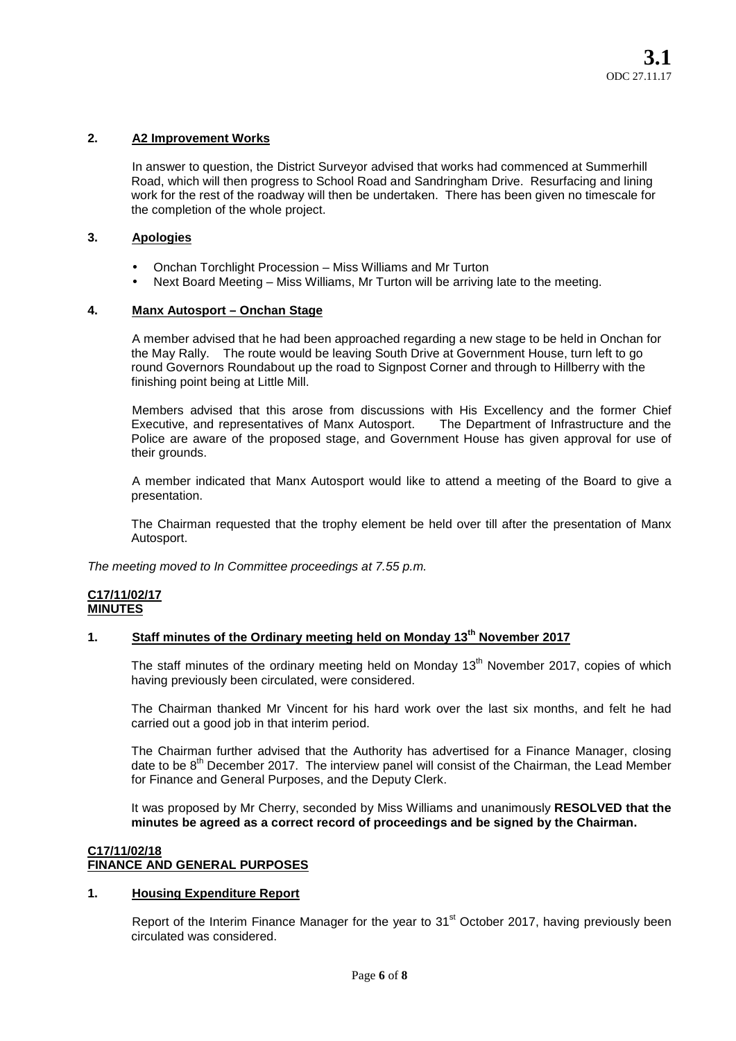**2. A2 Improvement Works**

In answer to question, the District Surveyor advised that works had commenced at Summerhill Road, which will then progress to School Road and Sandringham Drive. Resurfacing and lining work for the rest of the roadway will then be undertaken. There has been given no timescale for the completion of the whole project.

**3. Apologies**

- Onchan Torchlight Procession – Miss Williams and Mr Turton
- Next Board Meeting – Miss Williams, Mr Turton will be arriving late to the meeting.

**4. Manx Autosport – Onchan Stage**

A member advised that he had been approached regarding a new stage to be held in Onchan for the May Rally. The route would be leaving South Drive at Government House, turn left to go round Governors Roundabout up the road to Signpost Corner and through to Hillberry with the finishing point being at Little Mill.

Members advised that this arose from discussions with His Excellency and the former Chief Executive, and representatives of Manx Autosport. The Department of Infrastructure and the Police are aware of the proposed stage, and Government House has given approval for use of their grounds.

A member indicated that Manx Autosport would like to attend a meeting of the Board to give a presentation.

The Chairman requested that the trophy element be held over till after the presentation of Manx Autosport.

*The meeting moved to In Committee proceedings at 7.55 p.m.*

**C17/11/02/17**
**MINUTES**

**1. Staff minutes of the Ordinary meeting held on Monday 13th November 2017**

The staff minutes of the ordinary meeting held on Monday 13th November 2017, copies of which having previously been circulated, were considered.

The Chairman thanked Mr Vincent for his hard work over the last six months, and felt he had carried out a good job in that interim period.

The Chairman further advised that the Authority has advertised for a Finance Manager, closing date to be 8th December 2017. The interview panel will consist of the Chairman, the Lead Member for Finance and General Purposes, and the Deputy Clerk.

It was proposed by Mr Cherry, seconded by Miss Williams and unanimously **RESOLVED that the minutes be agreed as a correct record of proceedings and be signed by the Chairman.**

**C17/11/02/18**
**FINANCE AND GENERAL PURPOSES**

**1. Housing Expenditure Report**

Report of the Interim Finance Manager for the year to 31st October 2017, having previously been circulated was considered.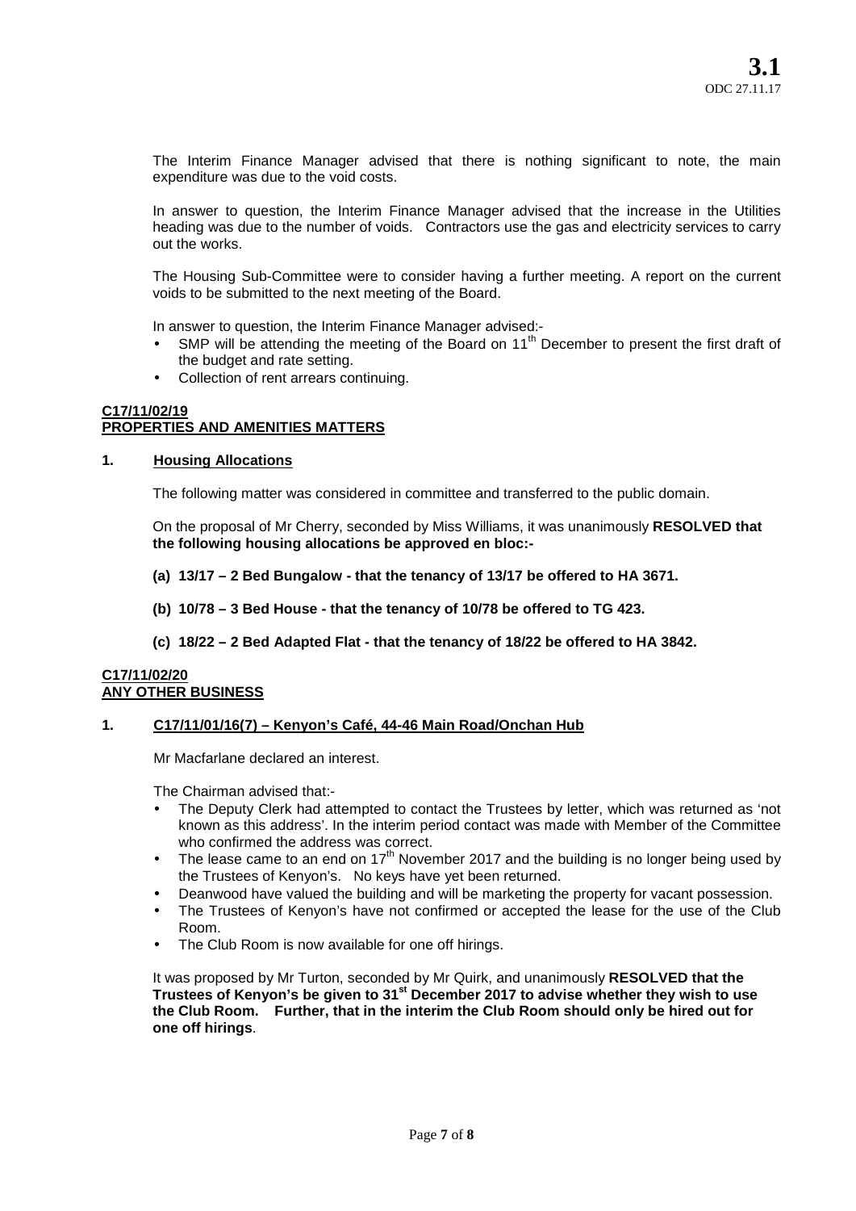The Interim Finance Manager advised that there is nothing significant to note, the main expenditure was due to the void costs.

In answer to question, the Interim Finance Manager advised that the increase in the Utilities heading was due to the number of voids. Contractors use the gas and electricity services to carry out the works.

The Housing Sub-Committee were to consider having a further meeting. A report on the current voids to be submitted to the next meeting of the Board.

In answer to question, the Interim Finance Manager advised:-

- SMP will be attending the meeting of the Board on 11th December to present the first draft of the budget and rate setting.
- Collection of rent arrears continuing.

**C17/11/02/19**
**PROPERTIES AND AMENITIES MATTERS**

**1. Housing Allocations**

The following matter was considered in committee and transferred to the public domain.

On the proposal of Mr Cherry, seconded by Miss Williams, it was unanimously **RESOLVED that the following housing allocations be approved en bloc:-**

**(a) 13/17 – 2 Bed Bungalow - that the tenancy of 13/17 be offered to HA 3671.**

**(b) 10/78 – 3 Bed House - that the tenancy of 10/78 be offered to TG 423.**

**(c) 18/22 – 2 Bed Adapted Flat - that the tenancy of 18/22 be offered to HA 3842.**

**C17/11/02/20**
**ANY OTHER BUSINESS**

**1. C17/11/01/16(7) – Kenyon's Café, 44-46 Main Road/Onchan Hub**

Mr Macfarlane declared an interest.

The Chairman advised that:-

- The Deputy Clerk had attempted to contact the Trustees by letter, which was returned as 'not known as this address'. In the interim period contact was made with Member of the Committee who confirmed the address was correct.
- The lease came to an end on 17th November 2017 and the building is no longer being used by the Trustees of Kenyon's. No keys have yet been returned.
- Deanwood have valued the building and will be marketing the property for vacant possession.
- The Trustees of Kenyon's have not confirmed or accepted the lease for the use of the Club Room.
- The Club Room is now available for one off hirings.

It was proposed by Mr Turton, seconded by Mr Quirk, and unanimously **RESOLVED that the Trustees of Kenyon's be given to 31st December 2017 to advise whether they wish to use the Club Room. Further, that in the interim the Club Room should only be hired out for one off hirings**.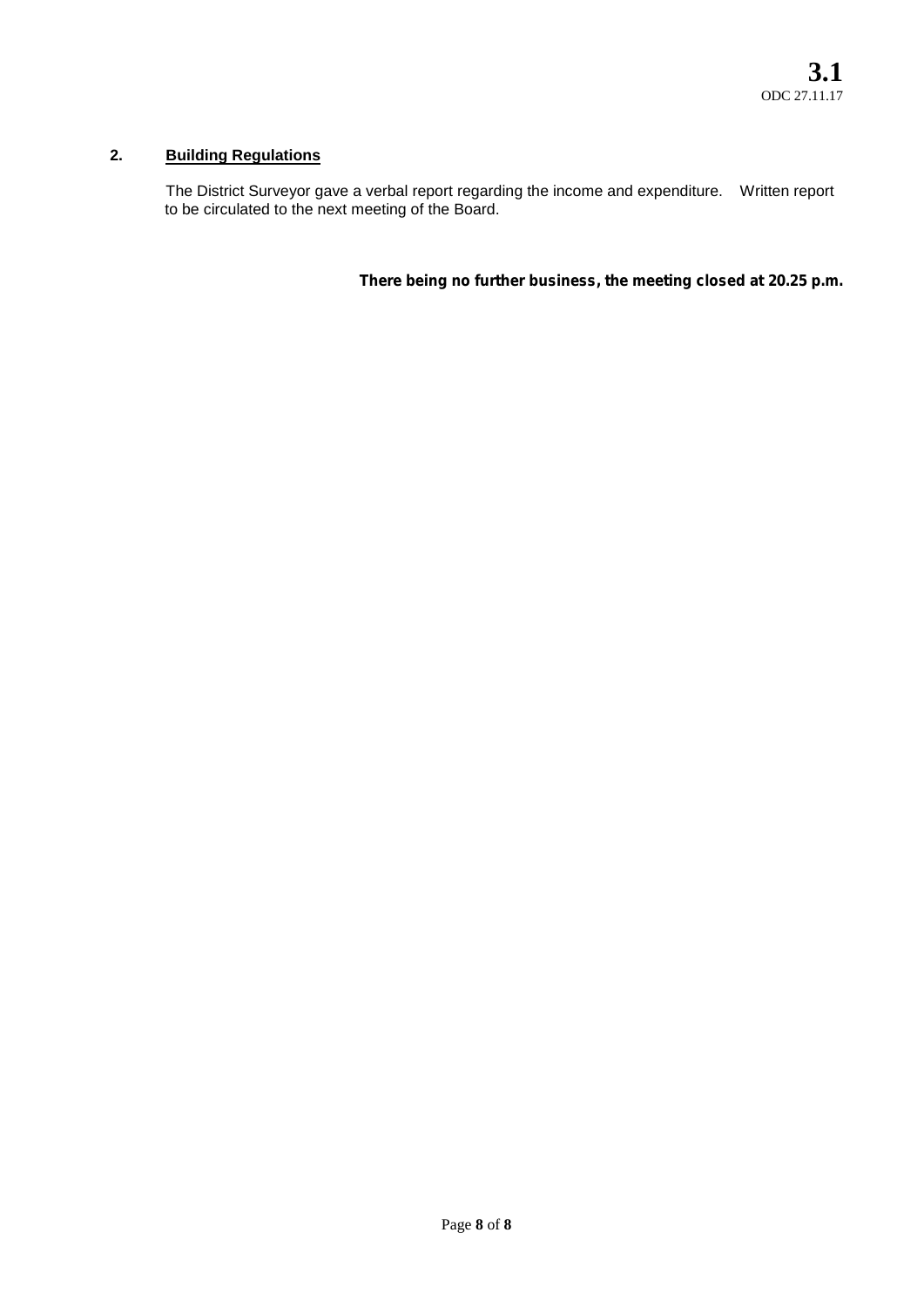**3.1**
ODC 27.11.17

**2. Building Regulations**

The District Surveyor gave a verbal report regarding the income and expenditure. Written report to be circulated to the next meeting of the Board.

**There being no further business, the meeting closed at 20.25 p.m.**